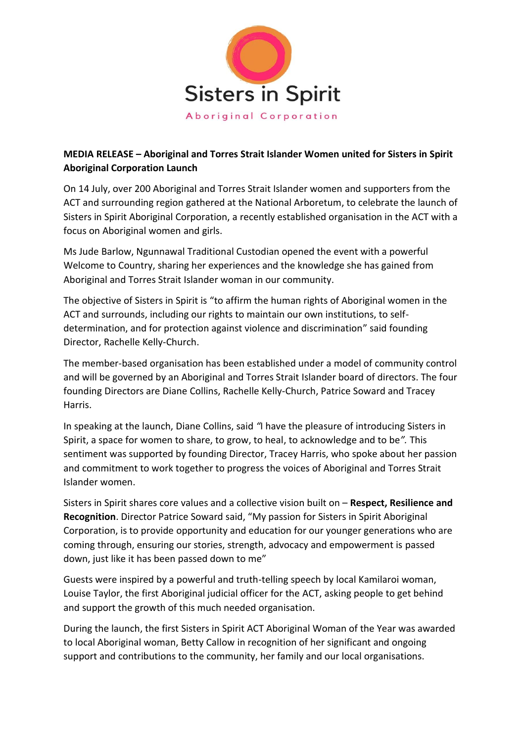Sisters in Spirit

Aboriginal Corporation

**MEDIA RELEASE – Aboriginal and Torres Strait Islander Women united for Sisters in Spirit Aboriginal Corporation Launch**

On 14 July, over 200 Aboriginal and Torres Strait Islander women and supporters from the ACT and surrounding region gathered at the National Arboretum, to celebrate the launch of Sisters in Spirit Aboriginal Corporation, a recently established organisation in the ACT with a focus on Aboriginal women and girls.

Ms Jude Barlow, Ngunnawal Traditional Custodian opened the event with a powerful Welcome to Country, sharing her experiences and the knowledge she has gained from Aboriginal and Torres Strait Islander woman in our community.

The objective of Sisters in Spirit is "to affirm the human rights of Aboriginal women in the ACT and surrounds, including our rights to maintain our own institutions, to self-determination, and for protection against violence and discrimination" said founding Director, Rachelle Kelly-Church.

The member-based organisation has been established under a model of community control and will be governed by an Aboriginal and Torres Strait Islander board of directors. The four founding Directors are Diane Collins, Rachelle Kelly-Church, Patrice Soward and Tracey Harris.

In speaking at the launch, Diane Collins, said *"I have the pleasure of introducing Sisters in Spirit, a space for women to share, to grow, to heal, to acknowledge and to be"*. This sentiment was supported by founding Director, Tracey Harris, who spoke about her passion and commitment to work together to progress the voices of Aboriginal and Torres Strait Islander women.

Sisters in Spirit shares core values and a collective vision built on – **Respect, Resilience and Recognition**. Director Patrice Soward said, "My passion for Sisters in Spirit Aboriginal Corporation, is to provide opportunity and education for our younger generations who are coming through, ensuring our stories, strength, advocacy and empowerment is passed down, just like it has been passed down to me"

Guests were inspired by a powerful and truth-telling speech by local Kamilaroi woman, Louise Taylor, the first Aboriginal judicial officer for the ACT, asking people to get behind and support the growth of this much needed organisation.

During the launch, the first Sisters in Spirit ACT Aboriginal Woman of the Year was awarded to local Aboriginal woman, Betty Callow in recognition of her significant and ongoing support and contributions to the community, her family and our local organisations.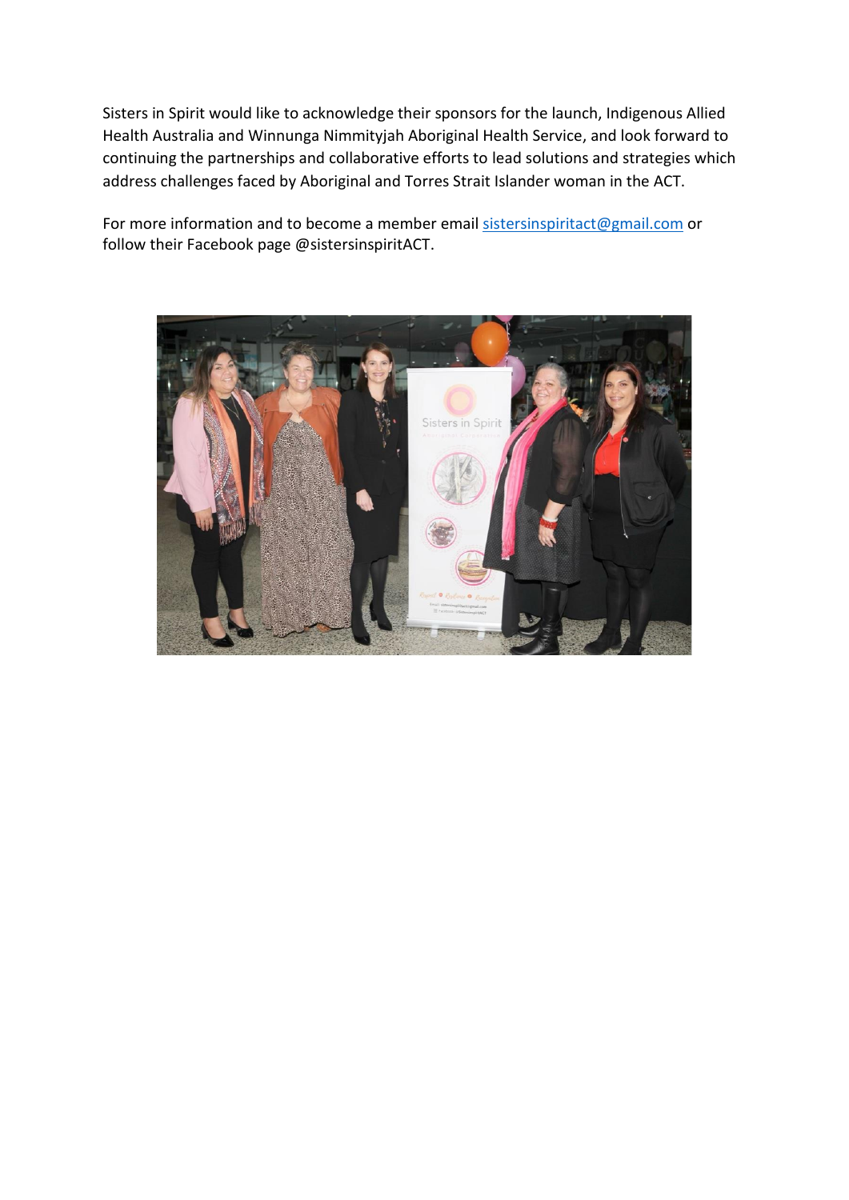Sisters in Spirit would like to acknowledge their sponsors for the launch, Indigenous Allied Health Australia and Winnunga Nimmityjah Aboriginal Health Service, and look forward to continuing the partnerships and collaborative efforts to lead solutions and strategies which address challenges faced by Aboriginal and Torres Strait Islander woman in the ACT.

For more information and to become a member email sistersinspiritact@gmail.com or follow their Facebook page @sistersinspiritACT.